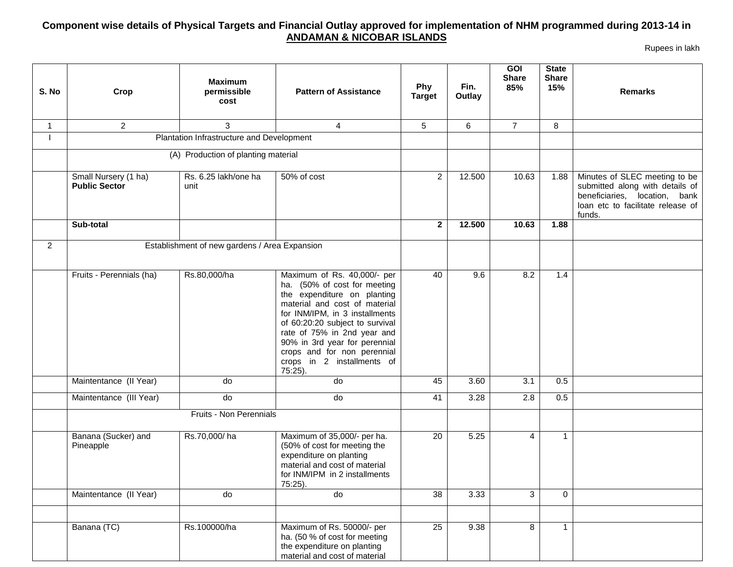**Component wise details of Physical Targets and Financial Outlay approved for implementation of NHM programmed during 2013-14 in ANDAMAN & NICOBAR ISLANDS**

Rupees in lakh

| S. No | Crop | Maximum permissible cost | Pattern of Assistance | Phy Target | Fin. Outlay | GOI Share 85% | State Share 15% | Remarks |
|---|---|---|---|---|---|---|---|---|
| 1 | 2 | 3 | 4 | 5 | 6 | 7 | 8 | |
| I | Plantation Infrastructure and Development | | | | | | | |
| | (A) Production of planting material | | | | | | | |
| | Small Nursery (1 ha) **Public Sector** | Rs. 6.25 lakh/one ha unit | 50% of cost | 2 | 12.500 | 10.63 | 1.88 | Minutes of SLEC meeting to be submitted along with details of beneficiaries, location, bank loan etc to facilitate release of funds. |
| | **Sub-total** | | | **2** | **12.500** | **10.63** | **1.88** | |
| 2 | Establishment of new gardens / Area Expansion | | | | | | | |
| | Fruits - Perennials (ha) | Rs.80,000/ha | Maximum of Rs. 40,000/- per ha. (50% of cost for meeting the expenditure on planting material and cost of material for INM/IPM, in 3 installments of 60:20:20 subject to survival rate of 75% in 2nd year and 90% in 3rd year for perennial crops and for non perennial crops in 2 installments of 75:25). | 40 | 9.6 | 8.2 | 1.4 | |
| | Maintentance (II Year) | do | do | 45 | 3.60 | 3.1 | 0.5 | |
| | Maintentance (III Year) | do | do | 41 | 3.28 | 2.8 | 0.5 | |
| | Fruits - Non Perennials | | | | | | | |
| | Banana (Sucker) and Pineapple | Rs.70,000/ ha | Maximum of 35,000/- per ha. (50% of cost for meeting the expenditure on planting material and cost of material for INM/IPM in 2 installments 75:25). | 20 | 5.25 | 4 | 1 | |
| | Maintentance (II Year) | do | do | 38 | 3.33 | 3 | 0 | |
| | | | | | | | | |
| | Banana (TC) | Rs.100000/ha | Maximum of Rs. 50000/- per ha. (50 % of cost for meeting the expenditure on planting material and cost of material | 25 | 9.38 | 8 | 1 | |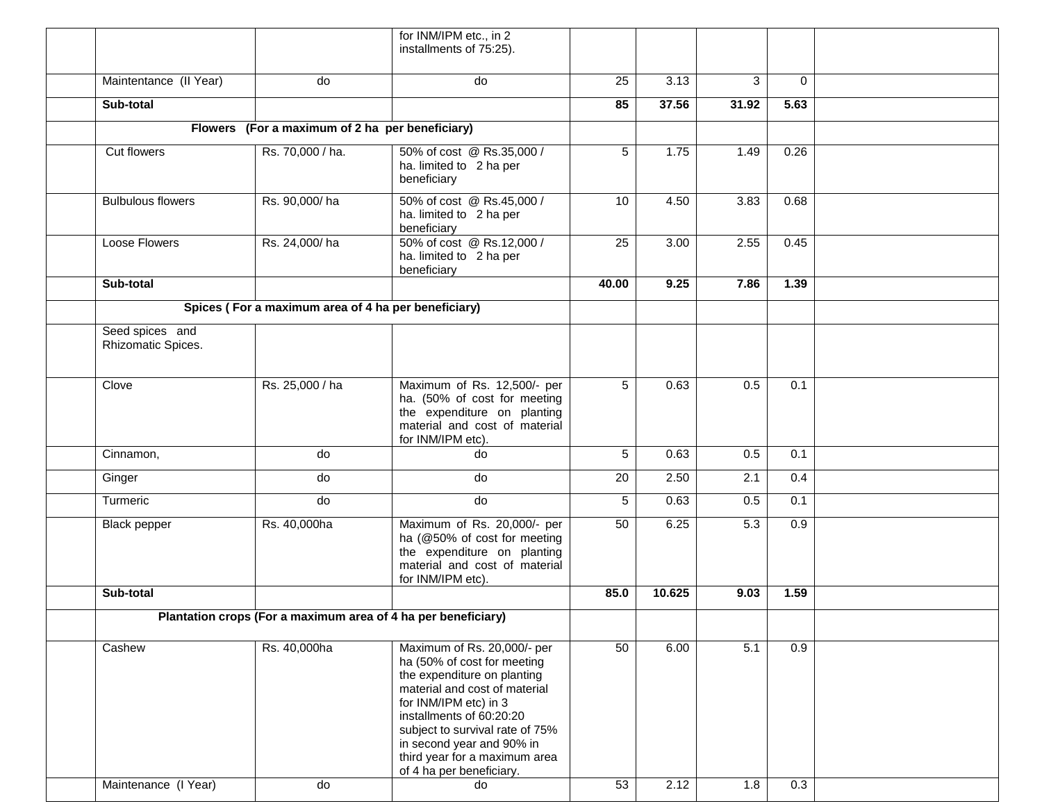| | | | | | | | | |
|---|---|---|---|---|---|---|---|---|
| | | | for INM/IPM etc., in 2 installments of 75:25). | | | | | |
| | Maintentance (II Year) | do | do | 25 | 3.13 | 3 | 0 | |
| | **Sub-total** | | | **85** | **37.56** | **31.92** | **5.63** | |
| | **Flowers (For a maximum of 2 ha per beneficiary)** | | | | | | | |
| | Cut flowers | Rs. 70,000 / ha. | 50% of cost @ Rs.35,000 / ha. limited to 2 ha per beneficiary | 5 | 1.75 | 1.49 | 0.26 | |
| | Bulbulous flowers | Rs. 90,000/ ha | 50% of cost @ Rs.45,000 / ha. limited to 2 ha per beneficiary | 10 | 4.50 | 3.83 | 0.68 | |
| | Loose Flowers | Rs. 24,000/ ha | 50% of cost @ Rs.12,000 / ha. limited to 2 ha per beneficiary | 25 | 3.00 | 2.55 | 0.45 | |
| | **Sub-total** | | | **40.00** | **9.25** | **7.86** | **1.39** | |
| | **Spices ( For a maximum area of 4 ha per beneficiary)** | | | | | | | |
| | Seed spices and Rhizomatic Spices. | | | | | | | |
| | Clove | Rs. 25,000 / ha | Maximum of Rs. 12,500/- per ha. (50% of cost for meeting the expenditure on planting material and cost of material for INM/IPM etc). | 5 | 0.63 | 0.5 | 0.1 | |
| | Cinnamon, | do | do | 5 | 0.63 | 0.5 | 0.1 | |
| | Ginger | do | do | 20 | 2.50 | 2.1 | 0.4 | |
| | Turmeric | do | do | 5 | 0.63 | 0.5 | 0.1 | |
| | Black pepper | Rs. 40,000ha | Maximum of Rs. 20,000/- per ha (@50% of cost for meeting the expenditure on planting material and cost of material for INM/IPM etc). | 50 | 6.25 | 5.3 | 0.9 | |
| | **Sub-total** | | | **85.0** | **10.625** | **9.03** | **1.59** | |
| | **Plantation crops (For a maximum area of 4 ha per beneficiary)** | | | | | | | |
| | Cashew | Rs. 40,000ha | Maximum of Rs. 20,000/- per ha (50% of cost for meeting the expenditure on planting material and cost of material for INM/IPM etc) in 3 installments of 60:20:20 subject to survival rate of 75% in second year and 90% in third year for a maximum area of 4 ha per beneficiary. | 50 | 6.00 | 5.1 | 0.9 | |
| | Maintenance (I Year) | do | do | 53 | 2.12 | 1.8 | 0.3 | |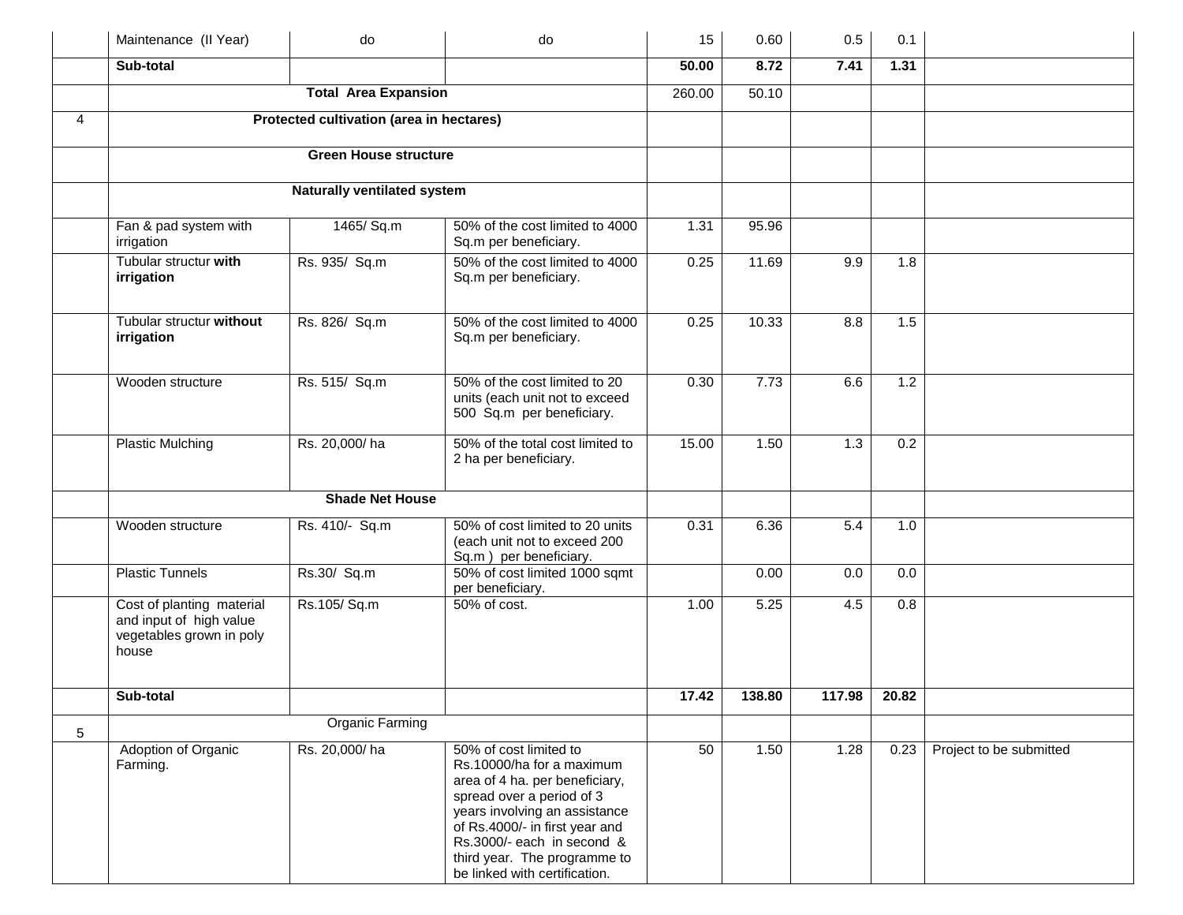| | | | | | | | | |
|---|---|---|---|---|---|---|---|---|
| | Maintenance (II Year) | do | do | 15 | 0.60 | 0.5 | 0.1 | |
| | **Sub-total** | | | **50.00** | **8.72** | **7.41** | **1.31** | |
| | **Total Area Expansion** | | | 260.00 | 50.10 | | | |
| 4 | **Protected cultivation (area in hectares)** | | | | | | | |
| | **Green House structure** | | | | | | | |
| | **Naturally ventilated system** | | | | | | | |
| | Fan & pad system with irrigation | 1465/ Sq.m | 50% of the cost limited to 4000 Sq.m per beneficiary. | 1.31 | 95.96 | | | |
| | Tubular structur **with irrigation** | Rs. 935/ Sq.m | 50% of the cost limited to 4000 Sq.m per beneficiary. | 0.25 | 11.69 | 9.9 | 1.8 | |
| | Tubular structur **without irrigation** | Rs. 826/ Sq.m | 50% of the cost limited to 4000 Sq.m per beneficiary. | 0.25 | 10.33 | 8.8 | 1.5 | |
| | Wooden structure | Rs. 515/ Sq.m | 50% of the cost limited to 20 units (each unit not to exceed 500 Sq.m per beneficiary. | 0.30 | 7.73 | 6.6 | 1.2 | |
| | Plastic Mulching | Rs. 20,000/ ha | 50% of the total cost limited to 2 ha per beneficiary. | 15.00 | 1.50 | 1.3 | 0.2 | |
| | **Shade Net House** | | | | | | | |
| | Wooden structure | Rs. 410/- Sq.m | 50% of cost limited to 20 units (each unit not to exceed 200 Sq.m ) per beneficiary. | 0.31 | 6.36 | 5.4 | 1.0 | |
| | Plastic Tunnels | Rs.30/ Sq.m | 50% of cost limited 1000 sqmt per beneficiary. | | 0.00 | 0.0 | 0.0 | |
| | Cost of planting material and input of high value vegetables grown in poly house | Rs.105/ Sq.m | 50% of cost. | 1.00 | 5.25 | 4.5 | 0.8 | |
| | **Sub-total** | | | **17.42** | **138.80** | **117.98** | **20.82** | |
| 5 | Organic Farming | | | | | | | |
| | Adoption of Organic Farming. | Rs. 20,000/ ha | 50% of cost limited to Rs.10000/ha for a maximum area of 4 ha. per beneficiary, spread over a period of 3 years involving an assistance of Rs.4000/- in first year and Rs.3000/- each in second & third year. The programme to be linked with certification. | 50 | 1.50 | 1.28 | 0.23 | Project to be submitted |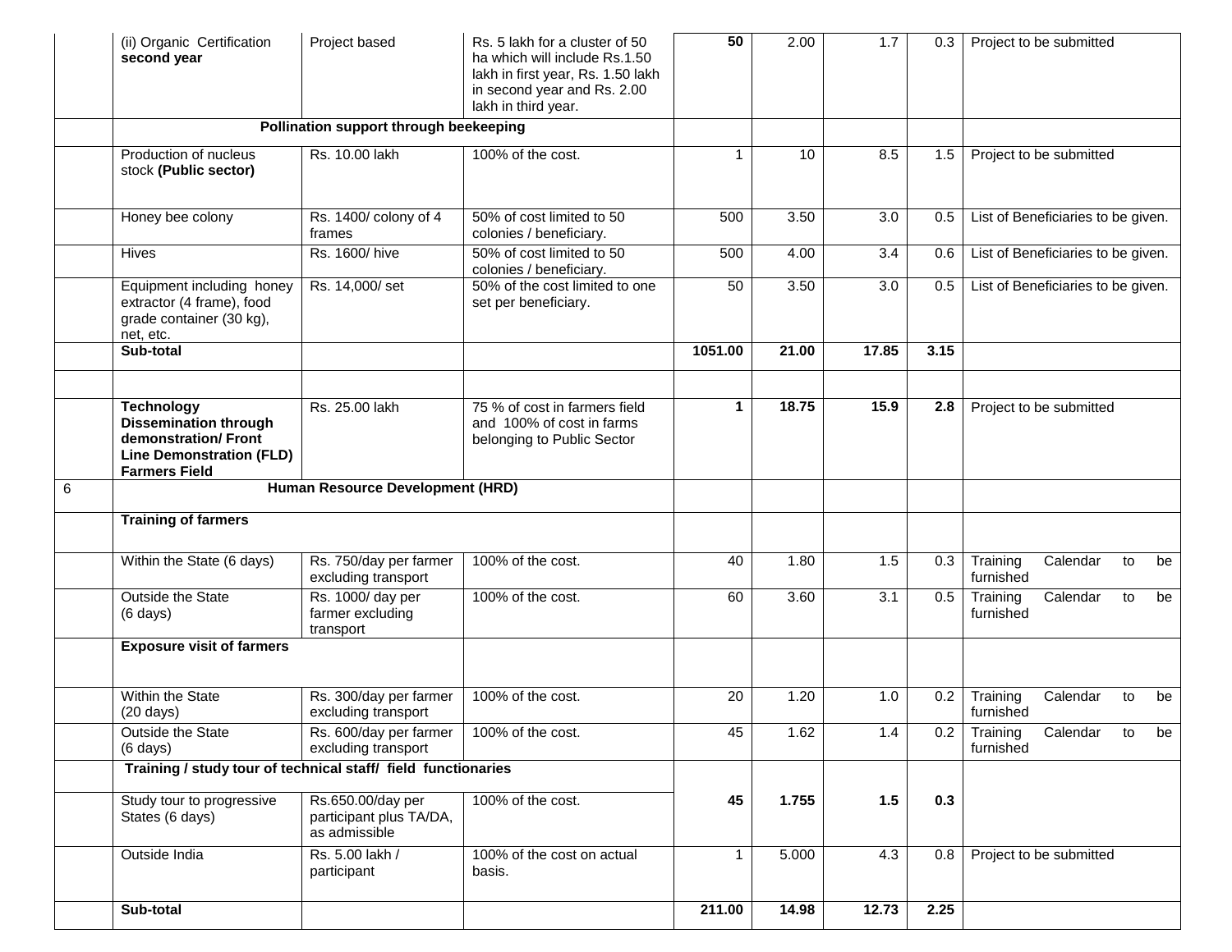| | | | | | | | | |
|---|---|---|---|---|---|---|---|---|
| | (ii) Organic Certification **second year** | Project based | Rs. 5 lakh for a cluster of 50 ha which will include Rs.1.50 lakh in first year, Rs. 1.50 lakh in second year and Rs. 2.00 lakh in third year. | **50** | 2.00 | 1.7 | 0.3 | Project to be submitted |
| | **Pollination support through beekeeping** | | | | | | | |
| | Production of nucleus stock **(Public sector)** | Rs. 10.00 lakh | 100% of the cost. | 1 | 10 | 8.5 | 1.5 | Project to be submitted |
| | Honey bee colony | Rs. 1400/ colony of 4 frames | 50% of cost limited to 50 colonies / beneficiary. | 500 | 3.50 | 3.0 | 0.5 | List of Beneficiaries to be given. |
| | Hives | Rs. 1600/ hive | 50% of cost limited to 50 colonies / beneficiary. | 500 | 4.00 | 3.4 | 0.6 | List of Beneficiaries to be given. |
| | Equipment including honey extractor (4 frame), food grade container (30 kg), net, etc. | Rs. 14,000/ set | 50% of the cost limited to one set per beneficiary. | 50 | 3.50 | 3.0 | 0.5 | List of Beneficiaries to be given. |
| | **Sub-total** | | | **1051.00** | **21.00** | **17.85** | **3.15** | |
| | | | | | | | | |
| | **Technology Dissemination through demonstration/ Front Line Demonstration (FLD) Farmers Field** | Rs. 25.00 lakh | 75 % of cost in farmers field and 100% of cost in farms belonging to Public Sector | **1** | **18.75** | **15.9** | **2.8** | Project to be submitted |
| 6 | **Human Resource Development (HRD)** | | | | | | | |
| | **Training of farmers** | | | | | | | |
| | Within the State (6 days) | Rs. 750/day per farmer excluding transport | 100% of the cost. | 40 | 1.80 | 1.5 | 0.3 | Training Calendar to be furnished |
| | Outside the State (6 days) | Rs. 1000/ day per farmer excluding transport | 100% of the cost. | 60 | 3.60 | 3.1 | 0.5 | Training Calendar to be furnished |
| | **Exposure visit of farmers** | | | | | | | |
| | Within the State (20 days) | Rs. 300/day per farmer excluding transport | 100% of the cost. | 20 | 1.20 | 1.0 | 0.2 | Training Calendar to be furnished |
| | Outside the State (6 days) | Rs. 600/day per farmer excluding transport | 100% of the cost. | 45 | 1.62 | 1.4 | 0.2 | Training Calendar to be furnished |
| | **Training / study tour of technical staff/ field functionaries** | | | | | | | |
| | Study tour to progressive States (6 days) | Rs.650.00/day per participant plus TA/DA, as admissible | 100% of the cost. | **45** | **1.755** | **1.5** | **0.3** | |
| | Outside India | Rs. 5.00 lakh / participant | 100% of the cost on actual basis. | 1 | 5.000 | 4.3 | 0.8 | Project to be submitted |
| | **Sub-total** | | | **211.00** | **14.98** | **12.73** | **2.25** | |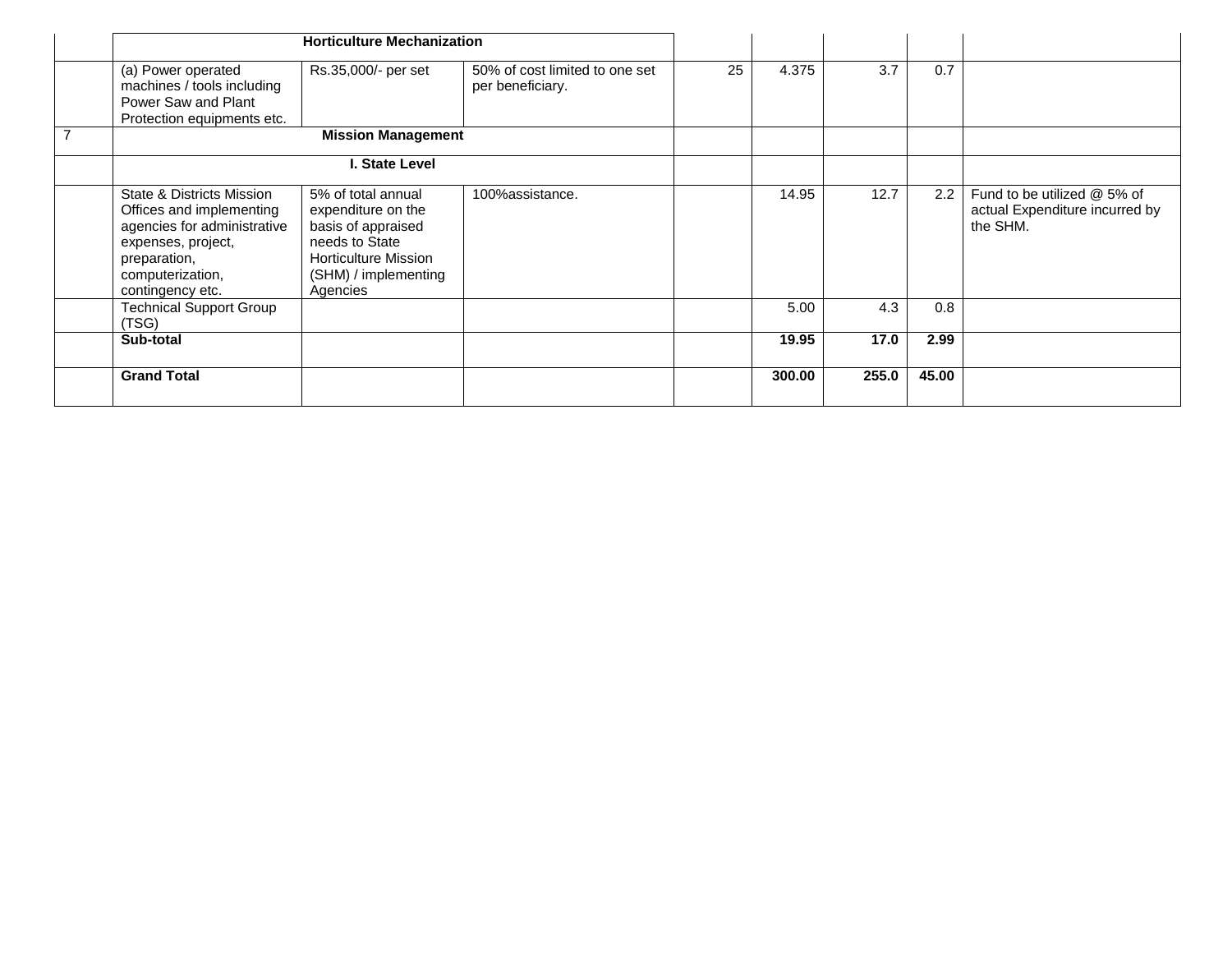| | | | | | | | | |
|---|---|---|---|---|---|---|---|---|
| | **Horticulture Mechanization** | | | | | | | |
| | (a) Power operated machines / tools including Power Saw and Plant Protection equipments etc. | Rs.35,000/- per set | 50% of cost limited to one set per beneficiary. | 25 | 4.375 | 3.7 | 0.7 | |
| 7 | **Mission Management** | | | | | | | |
| | **I. State Level** | | | | | | | |
| | State & Districts Mission Offices and implementing agencies for administrative expenses, project, preparation, computerization, contingency etc. | 5% of total annual expenditure on the basis of appraised needs to State Horticulture Mission (SHM) / implementing Agencies | 100%assistance. | | 14.95 | 12.7 | 2.2 | Fund to be utilized @ 5% of actual Expenditure incurred by the SHM. |
| | Technical Support Group (TSG) | | | | 5.00 | 4.3 | 0.8 | |
| | **Sub-total** | | | | **19.95** | **17.0** | **2.99** | |
| | **Grand Total** | | | | **300.00** | **255.0** | **45.00** | |